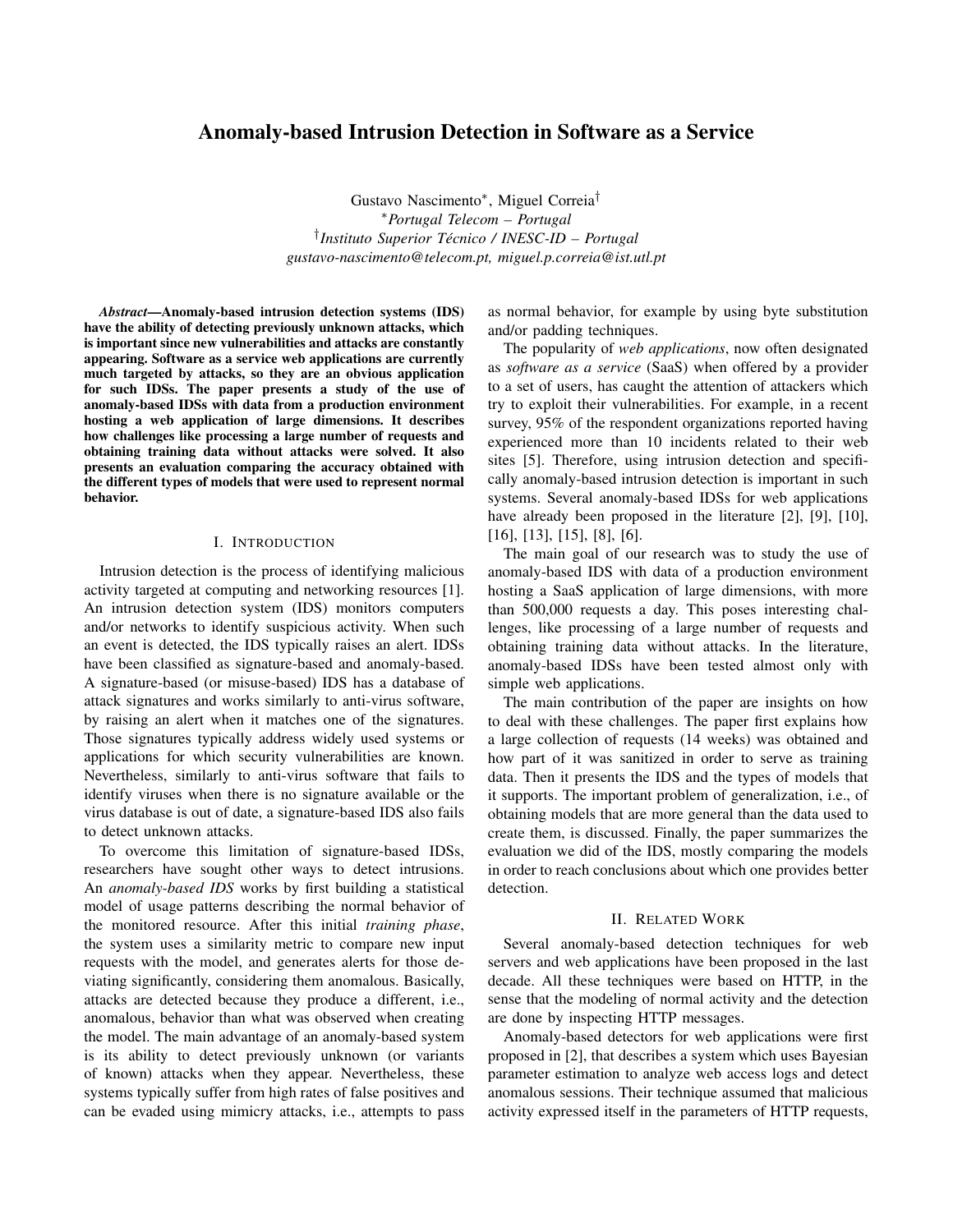# Anomaly-based Intrusion Detection in Software as a Service

Gustavo Nascimento[*], Miguel Correia[†]
[*]*Portugal Telecom – Portugal*
[†]*Instituto Superior Técnico / INESC-ID – Portugal*
*gustavo-nascimento@telecom.pt, miguel.p.correia@ist.utl.pt*

***Abstract*—Anomaly-based intrusion detection systems (IDS) have the ability of detecting previously unknown attacks, which is important since new vulnerabilities and attacks are constantly appearing. Software as a service web applications are currently much targeted by attacks, so they are an obvious application for such IDSs. The paper presents a study of the use of anomaly-based IDSs with data from a production environment hosting a web application of large dimensions. It describes how challenges like processing a large number of requests and obtaining training data without attacks were solved. It also presents an evaluation comparing the accuracy obtained with the different types of models that were used to represent normal behavior.**

## I. Introduction

Intrusion detection is the process of identifying malicious activity targeted at computing and networking resources [1]. An intrusion detection system (IDS) monitors computers and/or networks to identify suspicious activity. When such an event is detected, the IDS typically raises an alert. IDSs have been classified as signature-based and anomaly-based. A signature-based (or misuse-based) IDS has a database of attack signatures and works similarly to anti-virus software, by raising an alert when it matches one of the signatures. Those signatures typically address widely used systems or applications for which security vulnerabilities are known. Nevertheless, similarly to anti-virus software that fails to identify viruses when there is no signature available or the virus database is out of date, a signature-based IDS also fails to detect unknown attacks.

To overcome this limitation of signature-based IDSs, researchers have sought other ways to detect intrusions. An *anomaly-based IDS* works by first building a statistical model of usage patterns describing the normal behavior of the monitored resource. After this initial *training phase*, the system uses a similarity metric to compare new input requests with the model, and generates alerts for those deviating significantly, considering them anomalous. Basically, attacks are detected because they produce a different, i.e., anomalous, behavior than what was observed when creating the model. The main advantage of an anomaly-based system is its ability to detect previously unknown (or variants of known) attacks when they appear. Nevertheless, these systems typically suffer from high rates of false positives and can be evaded using mimicry attacks, i.e., attempts to pass as normal behavior, for example by using byte substitution and/or padding techniques.

The popularity of *web applications*, now often designated as *software as a service* (SaaS) when offered by a provider to a set of users, has caught the attention of attackers which try to exploit their vulnerabilities. For example, in a recent survey, 95% of the respondent organizations reported having experienced more than 10 incidents related to their web sites [5]. Therefore, using intrusion detection and specifically anomaly-based intrusion detection is important in such systems. Several anomaly-based IDSs for web applications have already been proposed in the literature [2], [9], [10], [16], [13], [15], [8], [6].

The main goal of our research was to study the use of anomaly-based IDS with data of a production environment hosting a SaaS application of large dimensions, with more than 500,000 requests a day. This poses interesting challenges, like processing of a large number of requests and obtaining training data without attacks. In the literature, anomaly-based IDSs have been tested almost only with simple web applications.

The main contribution of the paper are insights on how to deal with these challenges. The paper first explains how a large collection of requests (14 weeks) was obtained and how part of it was sanitized in order to serve as training data. Then it presents the IDS and the types of models that it supports. The important problem of generalization, i.e., of obtaining models that are more general than the data used to create them, is discussed. Finally, the paper summarizes the evaluation we did of the IDS, mostly comparing the models in order to reach conclusions about which one provides better detection.

## II. Related Work

Several anomaly-based detection techniques for web servers and web applications have been proposed in the last decade. All these techniques were based on HTTP, in the sense that the modeling of normal activity and the detection are done by inspecting HTTP messages.

Anomaly-based detectors for web applications were first proposed in [2], that describes a system which uses Bayesian parameter estimation to analyze web access logs and detect anomalous sessions. Their technique assumed that malicious activity expressed itself in the parameters of HTTP requests,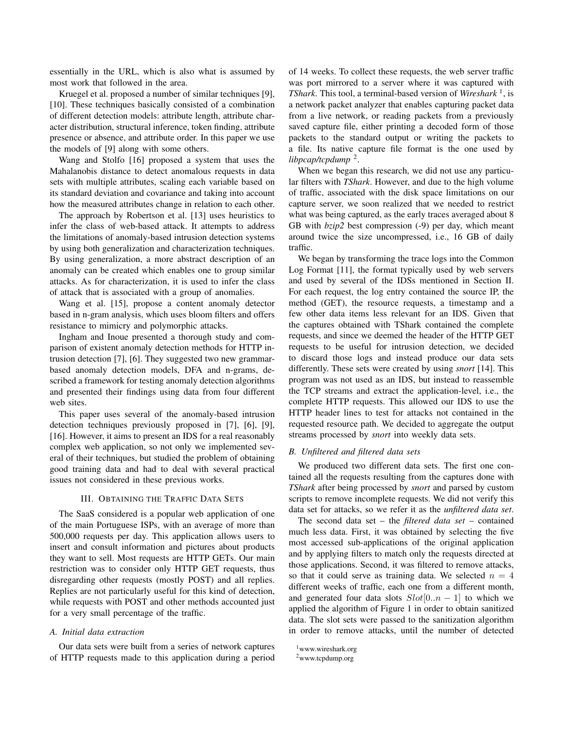essentially in the URL, which is also what is assumed by most work that followed in the area.

Kruegel et al. proposed a number of similar techniques [9], [10]. These techniques basically consisted of a combination of different detection models: attribute length, attribute character distribution, structural inference, token finding, attribute presence or absence, and attribute order. In this paper we use the models of [9] along with some others.

Wang and Stolfo [16] proposed a system that uses the Mahalanobis distance to detect anomalous requests in data sets with multiple attributes, scaling each variable based on its standard deviation and covariance and taking into account how the measured attributes change in relation to each other.

The approach by Robertson et al. [13] uses heuristics to infer the class of web-based attack. It attempts to address the limitations of anomaly-based intrusion detection systems by using both generalization and characterization techniques. By using generalization, a more abstract description of an anomaly can be created which enables one to group similar attacks. As for characterization, it is used to infer the class of attack that is associated with a group of anomalies.

Wang et al. [15], propose a content anomaly detector based in n-gram analysis, which uses bloom filters and offers resistance to mimicry and polymorphic attacks.

Ingham and Inoue presented a thorough study and comparison of existent anomaly detection methods for HTTP intrusion detection [7], [6]. They suggested two new grammar-based anomaly detection models, DFA and n-grams, described a framework for testing anomaly detection algorithms and presented their findings using data from four different web sites.

This paper uses several of the anomaly-based intrusion detection techniques previously proposed in [7], [6], [9], [16]. However, it aims to present an IDS for a real reasonably complex web application, so not only we implemented several of their techniques, but studied the problem of obtaining good training data and had to deal with several practical issues not considered in these previous works.

## III. Obtaining the Traffic Data Sets

The SaaS considered is a popular web application of one of the main Portuguese ISPs, with an average of more than 500,000 requests per day. This application allows users to insert and consult information and pictures about products they want to sell. Most requests are HTTP GETs. Our main restriction was to consider only HTTP GET requests, thus disregarding other requests (mostly POST) and all replies. Replies are not particularly useful for this kind of detection, while requests with POST and other methods accounted just for a very small percentage of the traffic.

### A. Initial data extraction

Our data sets were built from a series of network captures of HTTP requests made to this application during a period of 14 weeks. To collect these requests, the web server traffic was port mirrored to a server where it was captured with *TShark*. This tool, a terminal-based version of *Wireshark* [1], is a network packet analyzer that enables capturing packet data from a live network, or reading packets from a previously saved capture file, either printing a decoded form of those packets to the standard output or writing the packets to a file. Its native capture file format is the one used by *libpcap/tcpdump* [2].

When we began this research, we did not use any particular filters with *TShark*. However, and due to the high volume of traffic, associated with the disk space limitations on our capture server, we soon realized that we needed to restrict what was being captured, as the early traces averaged about 8 GB with *bzip2* best compression (-9) per day, which meant around twice the size uncompressed, i.e., 16 GB of daily traffic.

We began by transforming the trace logs into the Common Log Format [11], the format typically used by web servers and used by several of the IDSs mentioned in Section II. For each request, the log entry contained the source IP, the method (GET), the resource requests, a timestamp and a few other data items less relevant for an IDS. Given that the captures obtained with TShark contained the complete requests, and since we deemed the header of the HTTP GET requests to be useful for intrusion detection, we decided to discard those logs and instead produce our data sets differently. These sets were created by using *snort* [14]. This program was not used as an IDS, but instead to reassemble the TCP streams and extract the application-level, i.e., the complete HTTP requests. This allowed our IDS to use the HTTP header lines to test for attacks not contained in the requested resource path. We decided to aggregate the output streams processed by *snort* into weekly data sets.

### B. Unfiltered and filtered data sets

We produced two different data sets. The first one contained all the requests resulting from the captures done with *TShark* after being processed by *snort* and parsed by custom scripts to remove incomplete requests. We did not verify this data set for attacks, so we refer it as the *unfiltered data set*.

The second data set – the *filtered data set* – contained much less data. First, it was obtained by selecting the five most accessed sub-applications of the original application and by applying filters to match only the requests directed at those applications. Second, it was filtered to remove attacks, so that it could serve as training data. We selected $n = 4$ different weeks of traffic, each one from a different month, and generated four data slots $Slot[0..n-1]$ to which we applied the algorithm of Figure 1 in order to obtain sanitized data. The slot sets were passed to the sanitization algorithm in order to remove attacks, until the number of detected

[1] www.wireshark.org

[2] www.tcpdump.org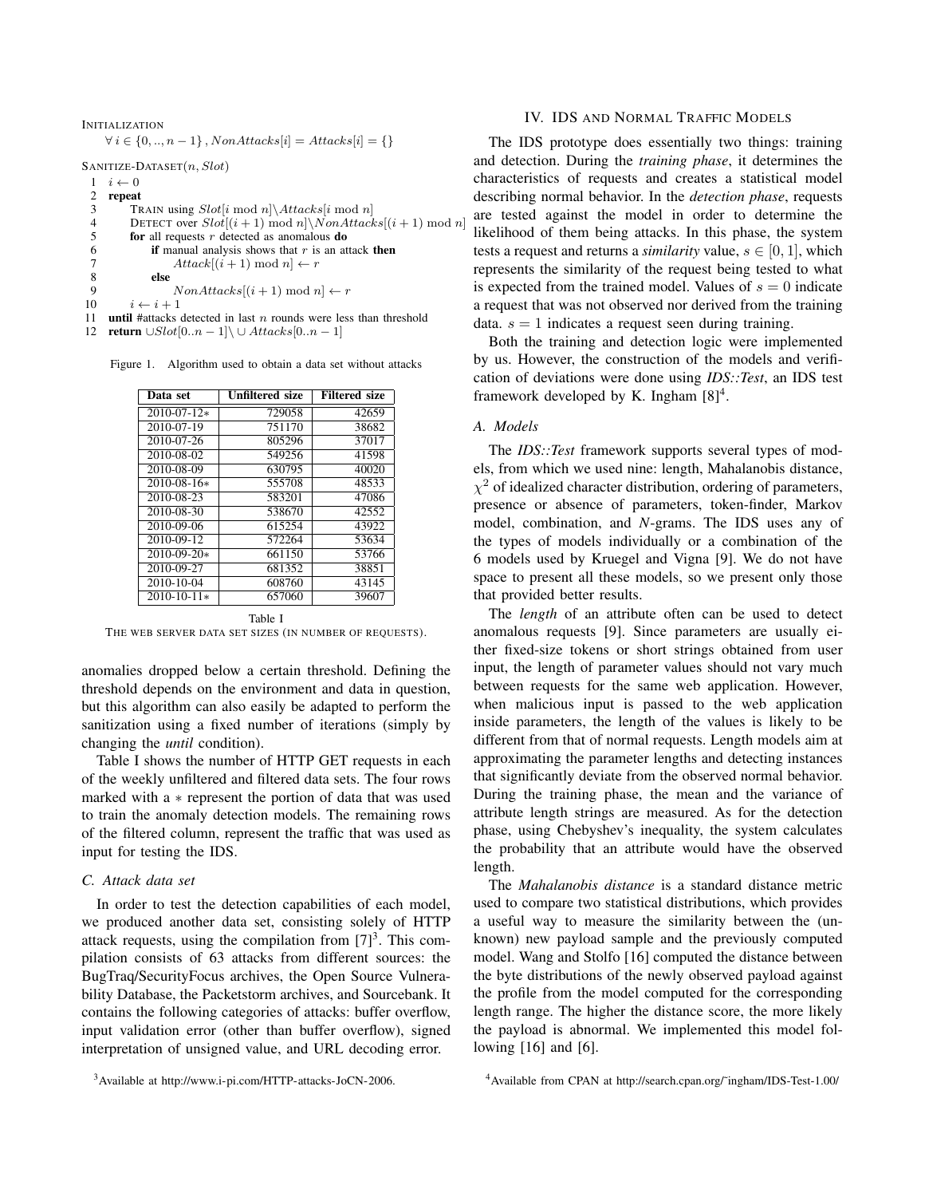INITIALIZATION

$\forall\, i \in \{0, .., n-1\}\,, NonAttacks[i] = Attacks[i] = \{\}$

SANITIZE-DATASET$(n, Slot)$

```
1   i ← 0
2   repeat
3       TRAIN using Slot[i mod n]\Attacks[i mod n]
4       DETECT over Slot[(i+1) mod n]\NonAttacks[(i+1) mod n]
5       for all requests r detected as anomalous do
6           if manual analysis shows that r is an attack then
7               Attack[(i+1) mod n] ← r
8           else
9               NonAttacks[(i+1) mod n] ← r
10      i ← i + 1
11  until #attacks detected in last n rounds were less than threshold
12  return ∪Slot[0..n−1]\ ∪ Attacks[0..n−1]
```

Figure 1. Algorithm used to obtain a data set without attacks

| Data set | Unfiltered size | Filtered size |
| --- | --- | --- |
| 2010-07-12∗ | 729058 | 42659 |
| 2010-07-19 | 751170 | 38682 |
| 2010-07-26 | 805296 | 37017 |
| 2010-08-02 | 549256 | 41598 |
| 2010-08-09 | 630795 | 40020 |
| 2010-08-16∗ | 555708 | 48533 |
| 2010-08-23 | 583201 | 47086 |
| 2010-08-30 | 538670 | 42552 |
| 2010-09-06 | 615254 | 43922 |
| 2010-09-12 | 572264 | 53634 |
| 2010-09-20∗ | 661150 | 53766 |
| 2010-09-27 | 681352 | 38851 |
| 2010-10-04 | 608760 | 43145 |
| 2010-10-11∗ | 657060 | 39607 |

Table I

THE WEB SERVER DATA SET SIZES (IN NUMBER OF REQUESTS).

anomalies dropped below a certain threshold. Defining the threshold depends on the environment and data in question, but this algorithm can also easily be adapted to perform the sanitization using a fixed number of iterations (simply by changing the *until* condition).

Table I shows the number of HTTP GET requests in each of the weekly unfiltered and filtered data sets. The four rows marked with a ∗ represent the portion of data that was used to train the anomaly detection models. The remaining rows of the filtered column, represent the traffic that was used as input for testing the IDS.

### C. Attack data set

In order to test the detection capabilities of each model, we produced another data set, consisting solely of HTTP attack requests, using the compilation from [7][3]. This compilation consists of 63 attacks from different sources: the BugTraq/SecurityFocus archives, the Open Source Vulnerability Database, the Packetstorm archives, and Sourcebank. It contains the following categories of attacks: buffer overflow, input validation error (other than buffer overflow), signed interpretation of unsigned value, and URL decoding error.

[3] Available at http://www.i-pi.com/HTTP-attacks-JoCN-2006.

## IV. IDS AND NORMAL TRAFFIC MODELS

The IDS prototype does essentially two things: training and detection. During the *training phase*, it determines the characteristics of requests and creates a statistical model describing normal behavior. In the *detection phase*, requests are tested against the model in order to determine the likelihood of them being attacks. In this phase, the system tests a request and returns a *similarity* value, $s \in [0, 1]$, which represents the similarity of the request being tested to what is expected from the trained model. Values of $s = 0$ indicate a request that was not observed nor derived from the training data. $s = 1$ indicates a request seen during training.

Both the training and detection logic were implemented by us. However, the construction of the models and verification of deviations were done using *IDS::Test*, an IDS test framework developed by K. Ingham [8][4].

### A. Models

The *IDS::Test* framework supports several types of models, from which we used nine: length, Mahalanobis distance, $\chi^2$ of idealized character distribution, ordering of parameters, presence or absence of parameters, token-finder, Markov model, combination, and *N*-grams. The IDS uses any of the types of models individually or a combination of the 6 models used by Kruegel and Vigna [9]. We do not have space to present all these models, so we present only those that provided better results.

The *length* of an attribute often can be used to detect anomalous requests [9]. Since parameters are usually either fixed-size tokens or short strings obtained from user input, the length of parameter values should not vary much between requests for the same web application. However, when malicious input is passed to the web application inside parameters, the length of the values is likely to be different from that of normal requests. Length models aim at approximating the parameter lengths and detecting instances that significantly deviate from the observed normal behavior. During the training phase, the mean and the variance of attribute length strings are measured. As for the detection phase, using Chebyshev's inequality, the system calculates the probability that an attribute would have the observed length.

The *Mahalanobis distance* is a standard distance metric used to compare two statistical distributions, which provides a useful way to measure the similarity between the (unknown) new payload sample and the previously computed model. Wang and Stolfo [16] computed the distance between the byte distributions of the newly observed payload against the profile from the model computed for the corresponding length range. The higher the distance score, the more likely the payload is abnormal. We implemented this model following [16] and [6].

[4] Available from CPAN at http://search.cpan.org/˜ingham/IDS-Test-1.00/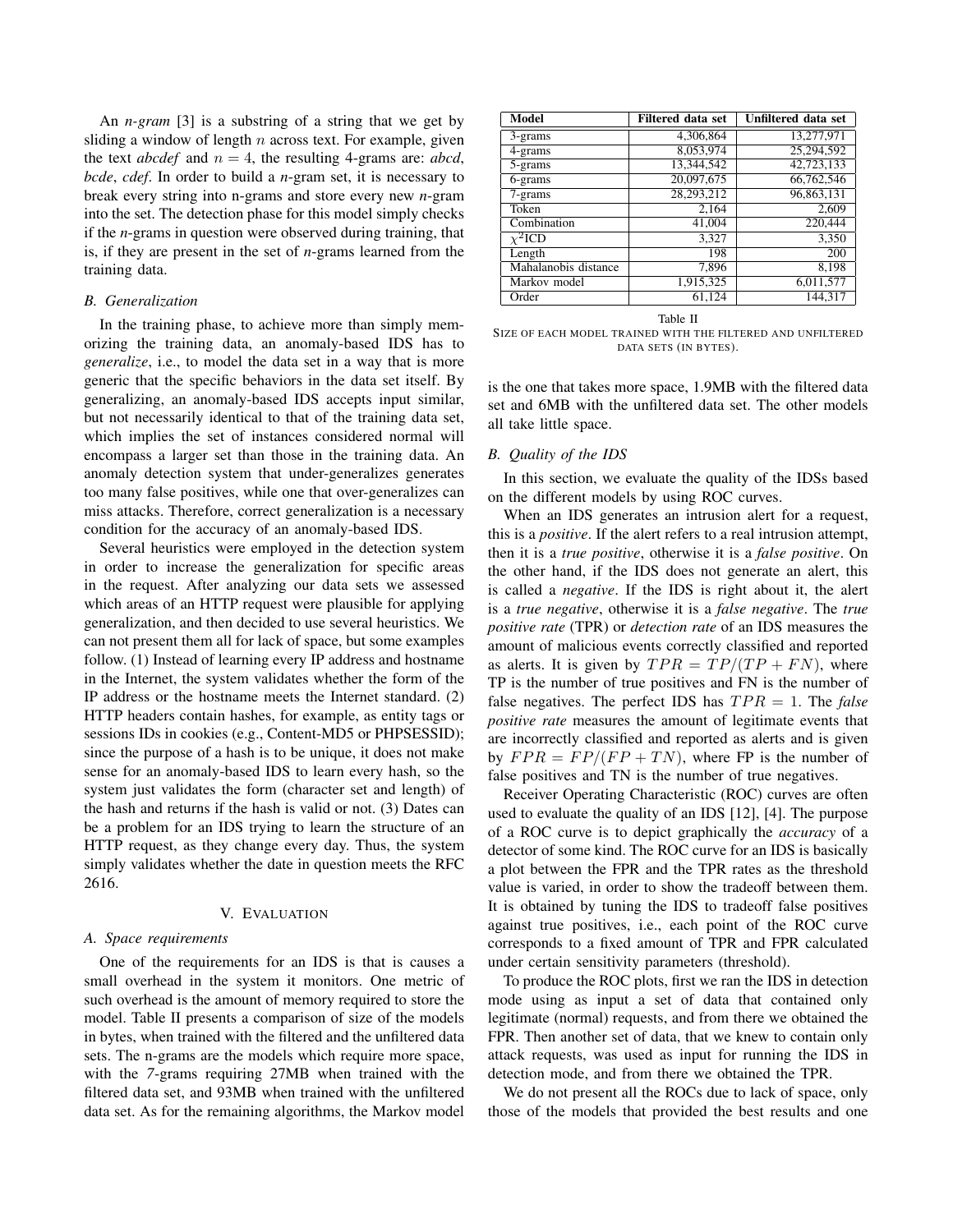An *n-gram* [3] is a substring of a string that we get by sliding a window of length $n$ across text. For example, given the text *abcdef* and $n = 4$, the resulting 4-grams are: *abcd*, *bcde*, *cdef*. In order to build a *n*-gram set, it is necessary to break every string into n-grams and store every new *n*-gram into the set. The detection phase for this model simply checks if the *n*-grams in question were observed during training, that is, if they are present in the set of *n*-grams learned from the training data.

### B. Generalization

In the training phase, to achieve more than simply memorizing the training data, an anomaly-based IDS has to *generalize*, i.e., to model the data set in a way that is more generic that the specific behaviors in the data set itself. By generalizing, an anomaly-based IDS accepts input similar, but not necessarily identical to that of the training data set, which implies the set of instances considered normal will encompass a larger set than those in the training data. An anomaly detection system that under-generalizes generates too many false positives, while one that over-generalizes can miss attacks. Therefore, correct generalization is a necessary condition for the accuracy of an anomaly-based IDS.

Several heuristics were employed in the detection system in order to increase the generalization for specific areas in the request. After analyzing our data sets we assessed which areas of an HTTP request were plausible for applying generalization, and then decided to use several heuristics. We can not present them all for lack of space, but some examples follow. (1) Instead of learning every IP address and hostname in the Internet, the system validates whether the form of the IP address or the hostname meets the Internet standard. (2) HTTP headers contain hashes, for example, as entity tags or sessions IDs in cookies (e.g., Content-MD5 or PHPSESSID); since the purpose of a hash is to be unique, it does not make sense for an anomaly-based IDS to learn every hash, so the system just validates the form (character set and length) of the hash and returns if the hash is valid or not. (3) Dates can be a problem for an IDS trying to learn the structure of an HTTP request, as they change every day. Thus, the system simply validates whether the date in question meets the RFC 2616.

## V. Evaluation

### A. Space requirements

One of the requirements for an IDS is that is causes a small overhead in the system it monitors. One metric of such overhead is the amount of memory required to store the model. Table II presents a comparison of size of the models in bytes, when trained with the filtered and the unfiltered data sets. The n-grams are the models which require more space, with the 7-grams requiring 27MB when trained with the filtered data set, and 93MB when trained with the unfiltered data set. As for the remaining algorithms, the Markov model is the one that takes more space, 1.9MB with the filtered data set and 6MB with the unfiltered data set. The other models all take little space.

| Model | Filtered data set | Unfiltered data set |
|---|---|---|
| 3-grams | 4,306,864 | 13,277,971 |
| 4-grams | 8,053,974 | 25,294,592 |
| 5-grams | 13,344,542 | 42,723,133 |
| 6-grams | 20,097,675 | 66,762,546 |
| 7-grams | 28,293,212 | 96,863,131 |
| Token | 2,164 | 2,609 |
| Combination | 41,004 | 220,444 |
| $\chi^2$ICD | 3,327 | 3,350 |
| Length | 198 | 200 |
| Mahalanobis distance | 7,896 | 8,198 |
| Markov model | 1,915,325 | 6,011,577 |
| Order | 61,124 | 144,317 |

Table II
SIZE OF EACH MODEL TRAINED WITH THE FILTERED AND UNFILTERED DATA SETS (IN BYTES).

### B. Quality of the IDS

In this section, we evaluate the quality of the IDSs based on the different models by using ROC curves.

When an IDS generates an intrusion alert for a request, this is a *positive*. If the alert refers to a real intrusion attempt, then it is a *true positive*, otherwise it is a *false positive*. On the other hand, if the IDS does not generate an alert, this is called a *negative*. If the IDS is right about it, the alert is a *true negative*, otherwise it is a *false negative*. The *true positive rate* (TPR) or *detection rate* of an IDS measures the amount of malicious events correctly classified and reported as alerts. It is given by $TPR = TP/(TP + FN)$, where TP is the number of true positives and FN is the number of false negatives. The perfect IDS has $TPR = 1$. The *false positive rate* measures the amount of legitimate events that are incorrectly classified and reported as alerts and is given by $FPR = FP/(FP + TN)$, where FP is the number of false positives and TN is the number of true negatives.

Receiver Operating Characteristic (ROC) curves are often used to evaluate the quality of an IDS [12], [4]. The purpose of a ROC curve is to depict graphically the *accuracy* of a detector of some kind. The ROC curve for an IDS is basically a plot between the FPR and the TPR rates as the threshold value is varied, in order to show the tradeoff between them. It is obtained by tuning the IDS to tradeoff false positives against true positives, i.e., each point of the ROC curve corresponds to a fixed amount of TPR and FPR calculated under certain sensitivity parameters (threshold).

To produce the ROC plots, first we ran the IDS in detection mode using as input a set of data that contained only legitimate (normal) requests, and from there we obtained the FPR. Then another set of data, that we knew to contain only attack requests, was used as input for running the IDS in detection mode, and from there we obtained the TPR.

We do not present all the ROCs due to lack of space, only those of the models that provided the best results and one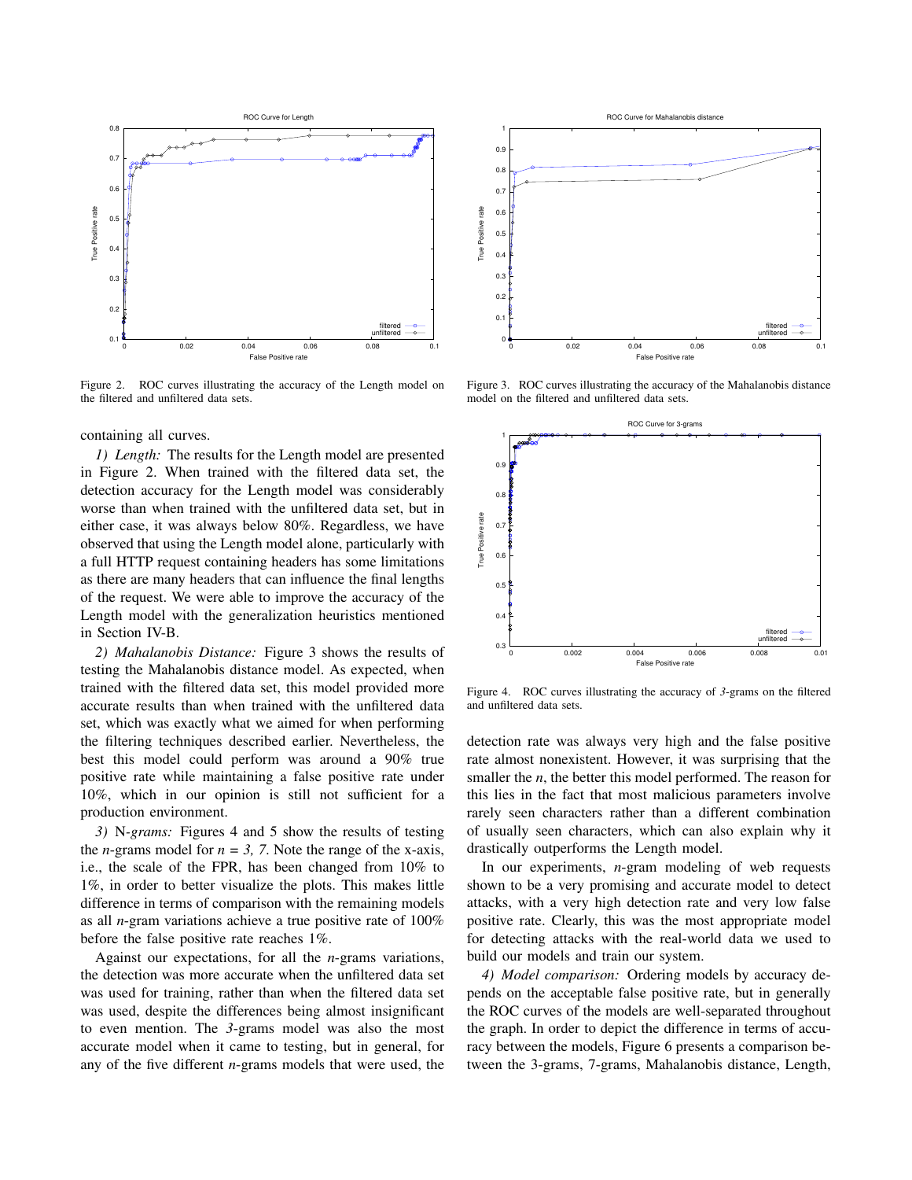Figure 2. ROC curves illustrating the accuracy of the Length model on the filtered and unfiltered data sets.

Figure 3. ROC curves illustrating the accuracy of the Mahalanobis distance model on the filtered and unfiltered data sets.

Figure 4. ROC curves illustrating the accuracy of *3*-grams on the filtered and unfiltered data sets.

containing all curves.

*1) Length:* The results for the Length model are presented in Figure 2. When trained with the filtered data set, the detection accuracy for the Length model was considerably worse than when trained with the unfiltered data set, but in either case, it was always below 80%. Regardless, we have observed that using the Length model alone, particularly with a full HTTP request containing headers has some limitations as there are many headers that can influence the final lengths of the request. We were able to improve the accuracy of the Length model with the generalization heuristics mentioned in Section IV-B.

*2) Mahalanobis Distance:* Figure 3 shows the results of testing the Mahalanobis distance model. As expected, when trained with the filtered data set, this model provided more accurate results than when trained with the unfiltered data set, which was exactly what we aimed for when performing the filtering techniques described earlier. Nevertheless, the best this model could perform was around a 90% true positive rate while maintaining a false positive rate under 10%, which in our opinion is still not sufficient for a production environment.

*3)* N*-grams:* Figures 4 and 5 show the results of testing the *n*-grams model for *n = 3, 7*. Note the range of the x-axis, i.e., the scale of the FPR, has been changed from 10% to 1%, in order to better visualize the plots. This makes little difference in terms of comparison with the remaining models as all *n*-gram variations achieve a true positive rate of 100% before the false positive rate reaches 1%.

Against our expectations, for all the *n*-grams variations, the detection was more accurate when the unfiltered data set was used for training, rather than when the filtered data set was used, despite the differences being almost insignificant to even mention. The *3*-grams model was also the most accurate model when it came to testing, but in general, for any of the five different *n*-grams models that were used, the detection rate was always very high and the false positive rate almost nonexistent. However, it was surprising that the smaller the *n*, the better this model performed. The reason for this lies in the fact that most malicious parameters involve rarely seen characters rather than a different combination of usually seen characters, which can also explain why it drastically outperforms the Length model.

In our experiments, *n*-gram modeling of web requests shown to be a very promising and accurate model to detect attacks, with a very high detection rate and very low false positive rate. Clearly, this was the most appropriate model for detecting attacks with the real-world data we used to build our models and train our system.

*4) Model comparison:* Ordering models by accuracy depends on the acceptable false positive rate, but in generally the ROC curves of the models are well-separated throughout the graph. In order to depict the difference in terms of accuracy between the models, Figure 6 presents a comparison between the 3-grams, 7-grams, Mahalanobis distance, Length,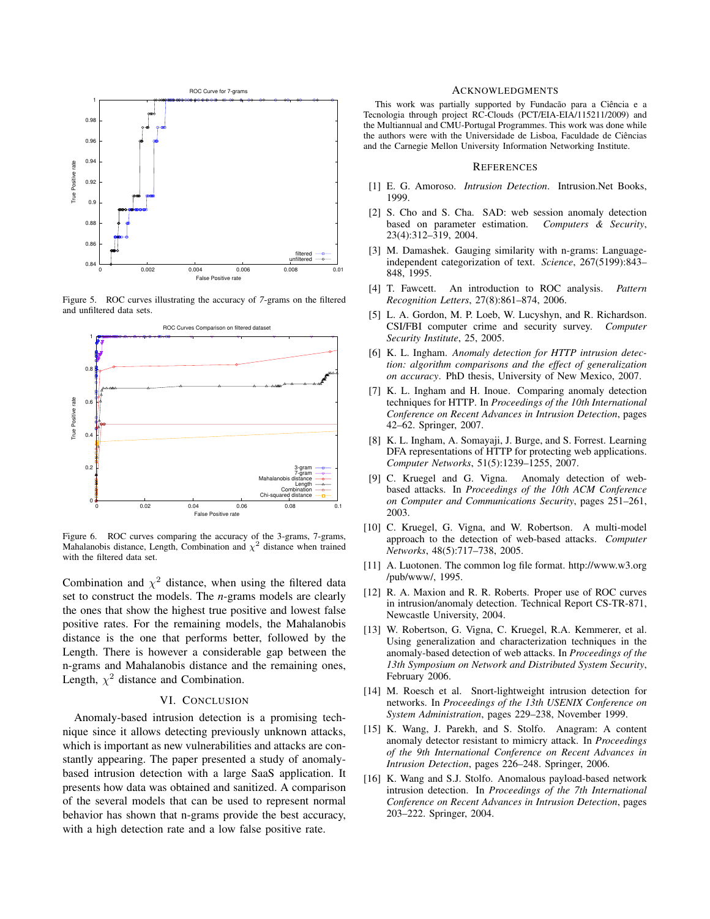ROC Curve for 7-grams

True Positive rate

False Positive rate

1
0.98
0.96
0.94
0.92
0.9
0.88
0.86
0.84

0
0.002
0.004
0.006
0.008
0.01

filtered
unfiltered

Figure 5. ROC curves illustrating the accuracy of 7-grams on the filtered and unfiltered data sets.

ROC Curves Comparison on filtered dataset

True Positive rate

False Positive rate

1
0.8
0.6
0.4
0.2
0

0
0.02
0.04
0.06
0.08
0.1

3-gram
7-gram
Mahalanobis distance
Length
Combination
Chi-squared distance

Figure 6. ROC curves comparing the accuracy of the 3-grams, 7-grams, Mahalanobis distance, Length, Combination and $\chi^2$ distance when trained with the filtered data set.

Combination and $\chi^2$ distance, when using the filtered data set to construct the models. The *n*-grams models are clearly the ones that show the highest true positive and lowest false positive rates. For the remaining models, the Mahalanobis distance is the one that performs better, followed by the Length. There is however a considerable gap between the n-grams and Mahalanobis distance and the remaining ones, Length, $\chi^2$ distance and Combination.

## VI. Conclusion

Anomaly-based intrusion detection is a promising technique since it allows detecting previously unknown attacks, which is important as new vulnerabilities and attacks are constantly appearing. The paper presented a study of anomaly-based intrusion detection with a large SaaS application. It presents how data was obtained and sanitized. A comparison of the several models that can be used to represent normal behavior has shown that n-grams provide the best accuracy, with a high detection rate and a low false positive rate.

## Acknowledgments

This work was partially supported by Fundacão para a Ciência e a Tecnologia through project RC-Clouds (PCT/EIA-EIA/115211/2009) and the Multiannual and CMU-Portugal Programmes. This work was done while the authors were with the Universidade de Lisboa, Faculdade de Ciências and the Carnegie Mellon University Information Networking Institute.

## References

[1] E. G. Amoroso. *Intrusion Detection*. Intrusion.Net Books, 1999.

[2] S. Cho and S. Cha. SAD: web session anomaly detection based on parameter estimation. *Computers & Security*, 23(4):312–319, 2004.

[3] M. Damashek. Gauging similarity with n-grams: Language-independent categorization of text. *Science*, 267(5199):843–848, 1995.

[4] T. Fawcett. An introduction to ROC analysis. *Pattern Recognition Letters*, 27(8):861–874, 2006.

[5] L. A. Gordon, M. P. Loeb, W. Lucyshyn, and R. Richardson. CSI/FBI computer crime and security survey. *Computer Security Institute*, 25, 2005.

[6] K. L. Ingham. *Anomaly detection for HTTP intrusion detection: algorithm comparisons and the effect of generalization on accuracy*. PhD thesis, University of New Mexico, 2007.

[7] K. L. Ingham and H. Inoue. Comparing anomaly detection techniques for HTTP. In *Proceedings of the 10th International Conference on Recent Advances in Intrusion Detection*, pages 42–62. Springer, 2007.

[8] K. L. Ingham, A. Somayaji, J. Burge, and S. Forrest. Learning DFA representations of HTTP for protecting web applications. *Computer Networks*, 51(5):1239–1255, 2007.

[9] C. Kruegel and G. Vigna. Anomaly detection of web-based attacks. In *Proceedings of the 10th ACM Conference on Computer and Communications Security*, pages 251–261, 2003.

[10] C. Kruegel, G. Vigna, and W. Robertson. A multi-model approach to the detection of web-based attacks. *Computer Networks*, 48(5):717–738, 2005.

[11] A. Luotonen. The common log file format. http://www.w3.org /pub/www/, 1995.

[12] R. A. Maxion and R. R. Roberts. Proper use of ROC curves in intrusion/anomaly detection. Technical Report CS-TR-871, Newcastle University, 2004.

[13] W. Robertson, G. Vigna, C. Kruegel, R.A. Kemmerer, et al. Using generalization and characterization techniques in the anomaly-based detection of web attacks. In *Proceedings of the 13th Symposium on Network and Distributed System Security*, February 2006.

[14] M. Roesch et al. Snort-lightweight intrusion detection for networks. In *Proceedings of the 13th USENIX Conference on System Administration*, pages 229–238, November 1999.

[15] K. Wang, J. Parekh, and S. Stolfo. Anagram: A content anomaly detector resistant to mimicry attack. In *Proceedings of the 9th International Conference on Recent Advances in Intrusion Detection*, pages 226–248. Springer, 2006.

[16] K. Wang and S.J. Stolfo. Anomalous payload-based network intrusion detection. In *Proceedings of the 7th International Conference on Recent Advances in Intrusion Detection*, pages 203–222. Springer, 2004.